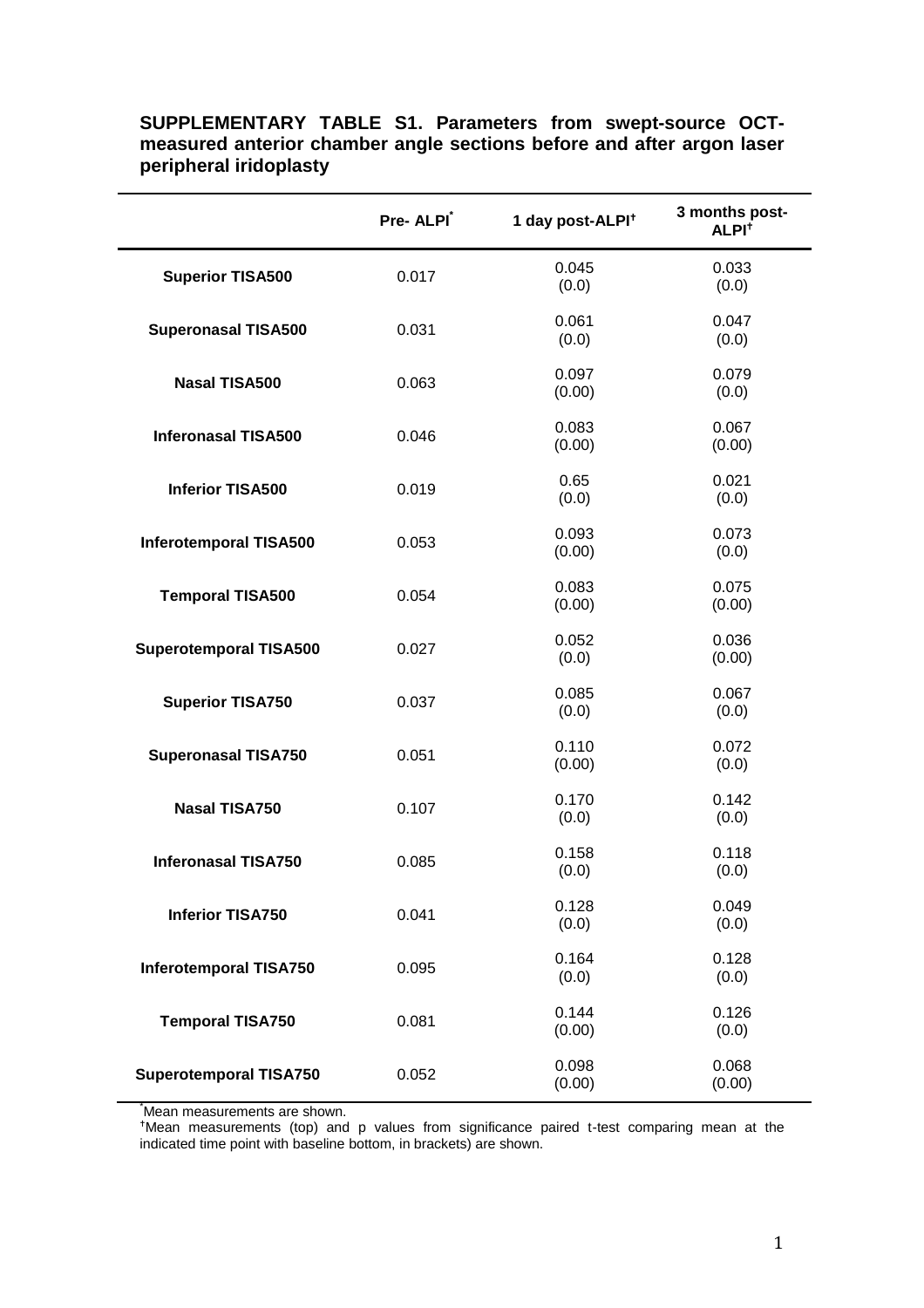**SUPPLEMENTARY TABLE S1. Parameters from swept-source OCT-measured anterior chamber angle sections before and after argon laser peripheral iridoplasty**

| | Pre- ALPI[*] | 1 day post-ALPI[†] | 3 months post-ALPI[†] |
|---|---|---|---|
| **Superior TISA500** | 0.017 | 0.045 (0.0) | 0.033 (0.0) |
| **Superonasal TISA500** | 0.031 | 0.061 (0.0) | 0.047 (0.0) |
| **Nasal TISA500** | 0.063 | 0.097 (0.00) | 0.079 (0.0) |
| **Inferonasal TISA500** | 0.046 | 0.083 (0.00) | 0.067 (0.00) |
| **Inferior TISA500** | 0.019 | 0.65 (0.0) | 0.021 (0.0) |
| **Inferotemporal TISA500** | 0.053 | 0.093 (0.00) | 0.073 (0.0) |
| **Temporal TISA500** | 0.054 | 0.083 (0.00) | 0.075 (0.00) |
| **Superotemporal TISA500** | 0.027 | 0.052 (0.0) | 0.036 (0.00) |
| **Superior TISA750** | 0.037 | 0.085 (0.0) | 0.067 (0.0) |
| **Superonasal TISA750** | 0.051 | 0.110 (0.00) | 0.072 (0.0) |
| **Nasal TISA750** | 0.107 | 0.170 (0.0) | 0.142 (0.0) |
| **Inferonasal TISA750** | 0.085 | 0.158 (0.0) | 0.118 (0.0) |
| **Inferior TISA750** | 0.041 | 0.128 (0.0) | 0.049 (0.0) |
| **Inferotemporal TISA750** | 0.095 | 0.164 (0.0) | 0.128 (0.0) |
| **Temporal TISA750** | 0.081 | 0.144 (0.00) | 0.126 (0.0) |
| **Superotemporal TISA750** | 0.052 | 0.098 (0.00) | 0.068 (0.00) |

[*]Mean measurements are shown.

[†]Mean measurements (top) and p values from significance paired t-test comparing mean at the indicated time point with baseline bottom, in brackets) are shown.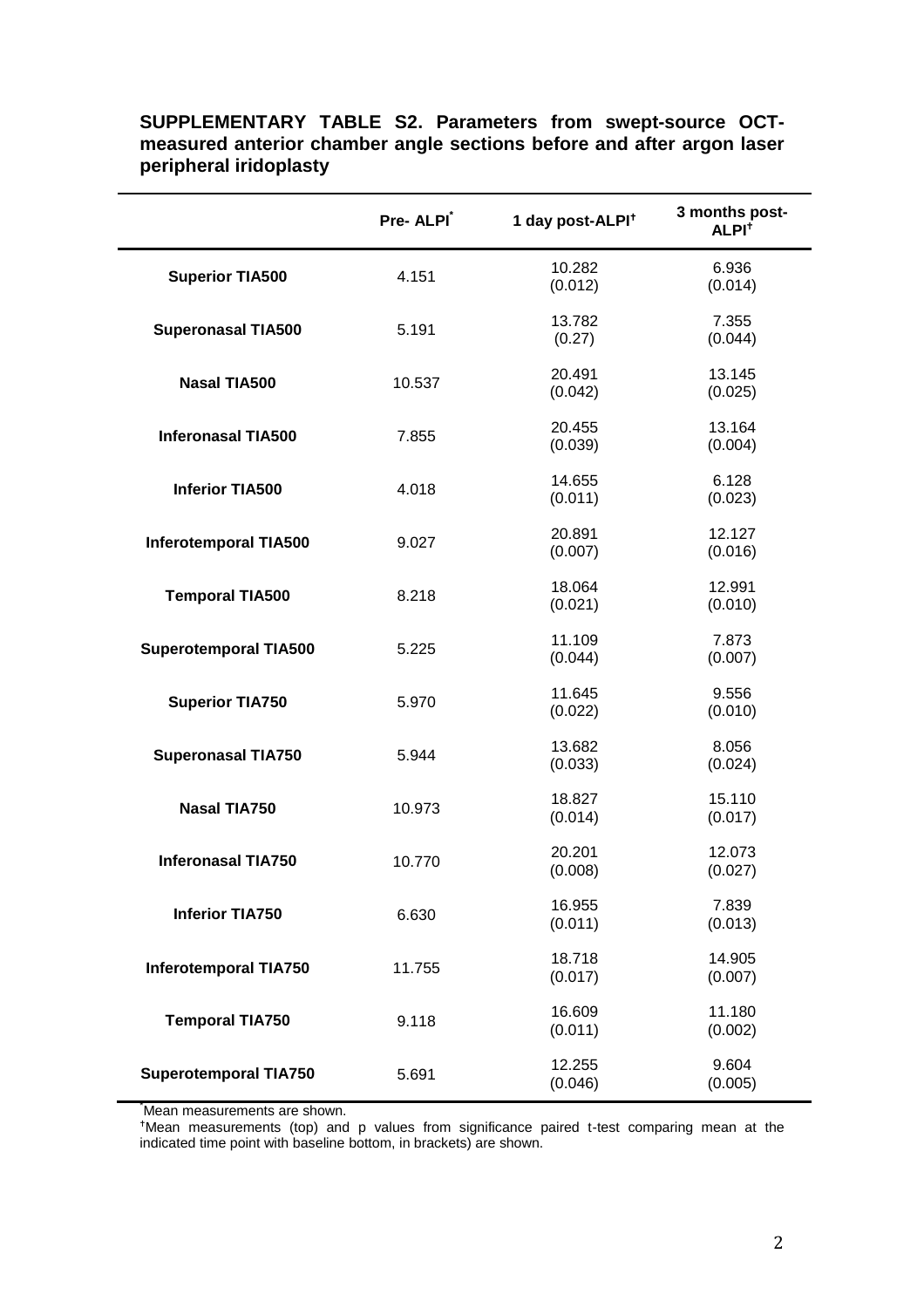**SUPPLEMENTARY TABLE S2. Parameters from swept-source OCT-measured anterior chamber angle sections before and after argon laser peripheral iridoplasty**

| | Pre- ALPI* | 1 day post-ALPI† | 3 months post-ALPI† |
|---|---|---|---|
| **Superior TIA500** | 4.151 | 10.282 (0.012) | 6.936 (0.014) |
| **Superonasal TIA500** | 5.191 | 13.782 (0.27) | 7.355 (0.044) |
| **Nasal TIA500** | 10.537 | 20.491 (0.042) | 13.145 (0.025) |
| **Inferonasal TIA500** | 7.855 | 20.455 (0.039) | 13.164 (0.004) |
| **Inferior TIA500** | 4.018 | 14.655 (0.011) | 6.128 (0.023) |
| **Inferotemporal TIA500** | 9.027 | 20.891 (0.007) | 12.127 (0.016) |
| **Temporal TIA500** | 8.218 | 18.064 (0.021) | 12.991 (0.010) |
| **Superotemporal TIA500** | 5.225 | 11.109 (0.044) | 7.873 (0.007) |
| **Superior TIA750** | 5.970 | 11.645 (0.022) | 9.556 (0.010) |
| **Superonasal TIA750** | 5.944 | 13.682 (0.033) | 8.056 (0.024) |
| **Nasal TIA750** | 10.973 | 18.827 (0.014) | 15.110 (0.017) |
| **Inferonasal TIA750** | 10.770 | 20.201 (0.008) | 12.073 (0.027) |
| **Inferior TIA750** | 6.630 | 16.955 (0.011) | 7.839 (0.013) |
| **Inferotemporal TIA750** | 11.755 | 18.718 (0.017) | 14.905 (0.007) |
| **Temporal TIA750** | 9.118 | 16.609 (0.011) | 11.180 (0.002) |
| **Superotemporal TIA750** | 5.691 | 12.255 (0.046) | 9.604 (0.005) |

*Mean measurements are shown.

†Mean measurements (top) and p values from significance paired t-test comparing mean at the indicated time point with baseline bottom, in brackets) are shown.